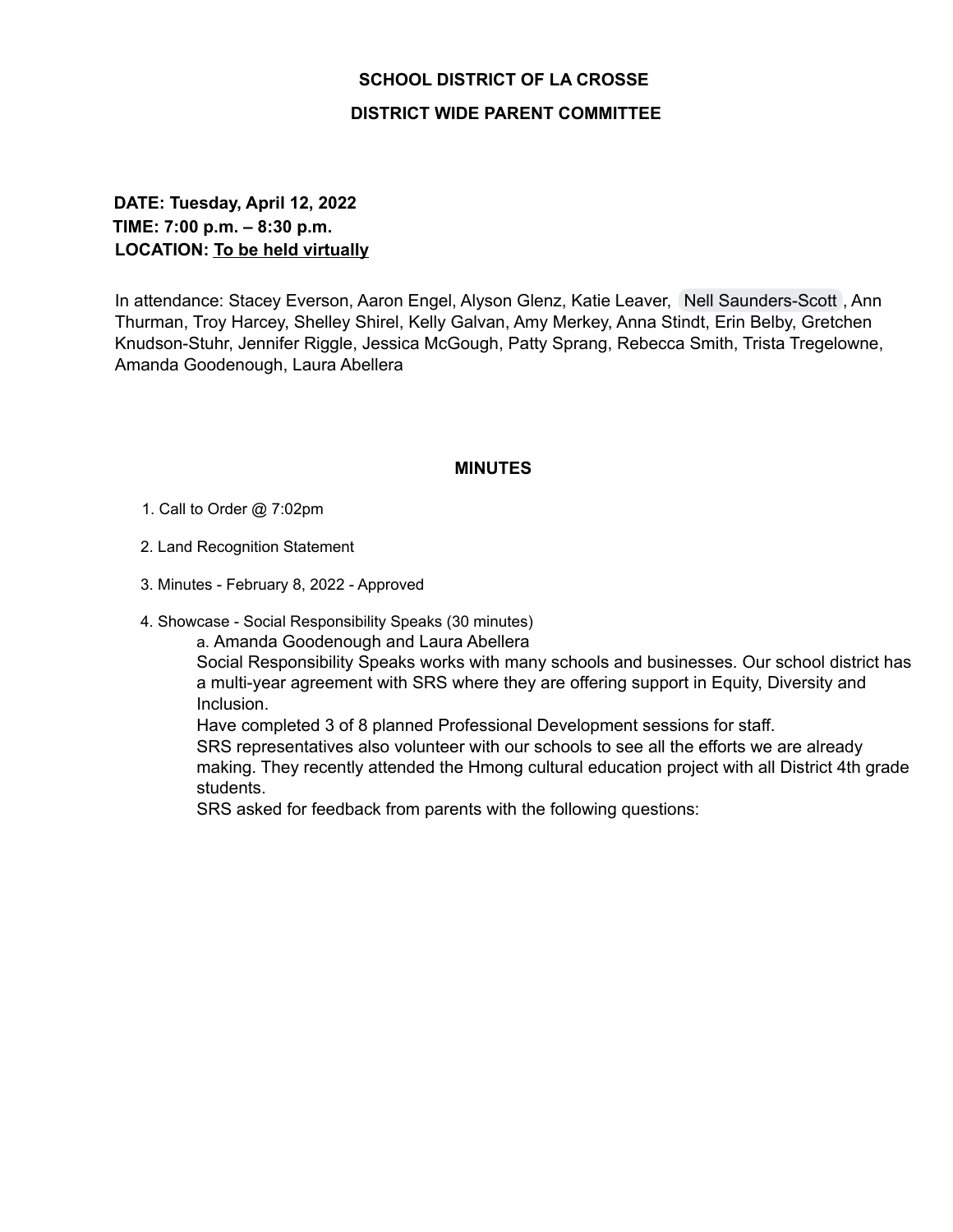**SCHOOL DISTRICT OF LA CROSSE**

**DISTRICT WIDE PARENT COMMITTEE**

**DATE: Tuesday, April 12, 2022**
**TIME: 7:00 p.m. – 8:30 p.m.**
**LOCATION: To be held virtually**

In attendance: Stacey Everson, Aaron Engel, Alyson Glenz, Katie Leaver, Nell Saunders-Scott, Ann Thurman, Troy Harcey, Shelley Shirel, Kelly Galvan, Amy Merkey, Anna Stindt, Erin Belby, Gretchen Knudson-Stuhr, Jennifer Riggle, Jessica McGough, Patty Sprang, Rebecca Smith, Trista Tregelowne, Amanda Goodenough, Laura Abellera

## MINUTES

1. Call to Order @ 7:02pm
2. Land Recognition Statement
3. Minutes - February 8, 2022 - Approved
4. Showcase - Social Responsibility Speaks (30 minutes)
   a. Amanda Goodenough and Laura Abellera
   Social Responsibility Speaks works with many schools and businesses. Our school district has a multi-year agreement with SRS where they are offering support in Equity, Diversity and Inclusion.
   Have completed 3 of 8 planned Professional Development sessions for staff.
   SRS representatives also volunteer with our schools to see all the efforts we are already making. They recently attended the Hmong cultural education project with all District 4th grade students.
   SRS asked for feedback from parents with the following questions: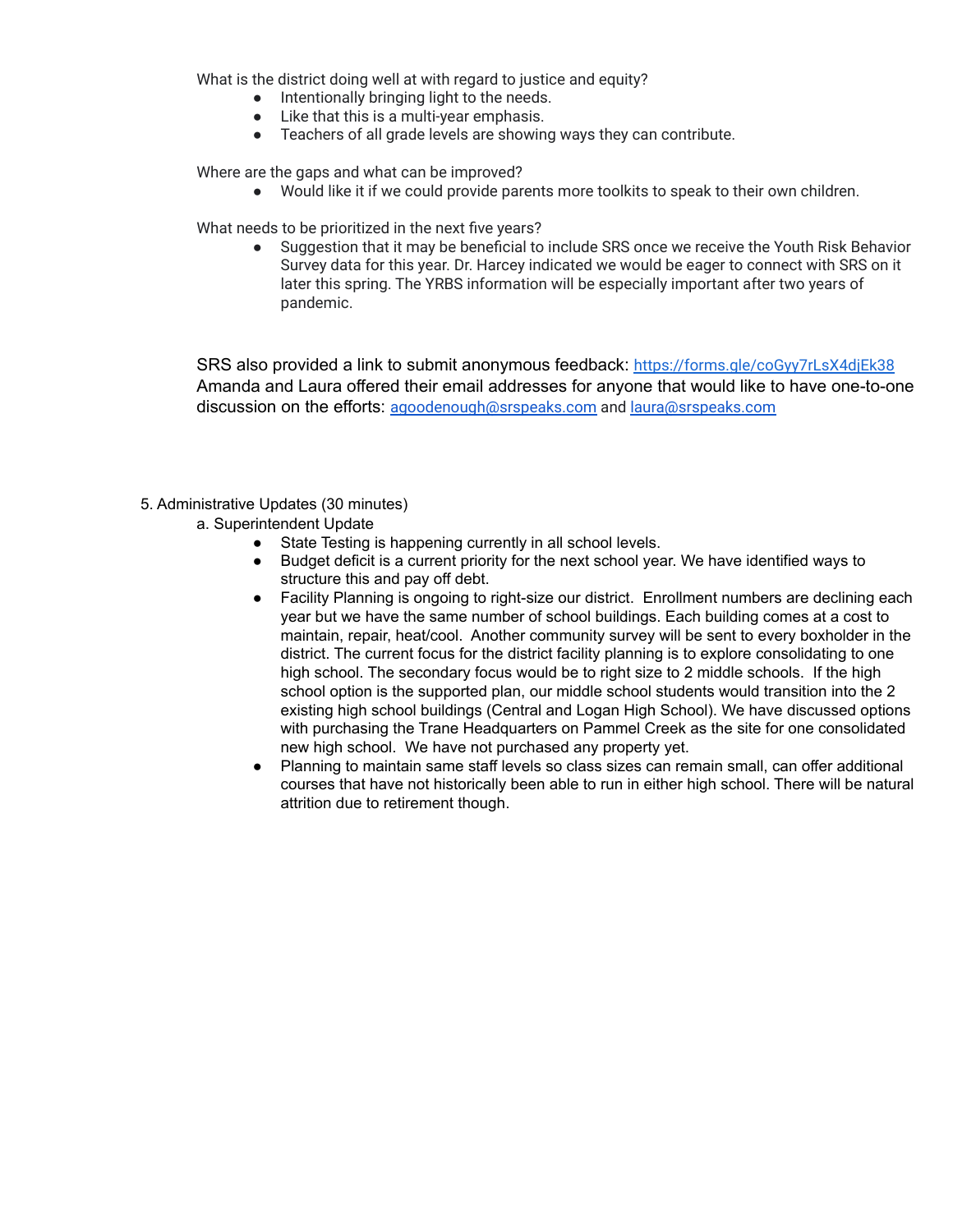What is the district doing well at with regard to justice and equity?

- Intentionally bringing light to the needs.
- Like that this is a multi-year emphasis.
- Teachers of all grade levels are showing ways they can contribute.

Where are the gaps and what can be improved?

- Would like it if we could provide parents more toolkits to speak to their own children.

What needs to be prioritized in the next five years?

- Suggestion that it may be beneficial to include SRS once we receive the Youth Risk Behavior Survey data for this year. Dr. Harcey indicated we would be eager to connect with SRS on it later this spring. The YRBS information will be especially important after two years of pandemic.

SRS also provided a link to submit anonymous feedback: [https://forms.gle/coGyy7rLsX4djEk38](https://forms.gle/coGyy7rLsX4djEk38)
Amanda and Laura offered their email addresses for anyone that would like to have one-to-one discussion on the efforts: [agoodenough@srspeaks.com](mailto:agoodenough@srspeaks.com) and [laura@srspeaks.com](mailto:laura@srspeaks.com)

5. Administrative Updates (30 minutes)

   a. Superintendent Update

   - State Testing is happening currently in all school levels.
   - Budget deficit is a current priority for the next school year. We have identified ways to structure this and pay off debt.
   - Facility Planning is ongoing to right-size our district. Enrollment numbers are declining each year but we have the same number of school buildings. Each building comes at a cost to maintain, repair, heat/cool. Another community survey will be sent to every boxholder in the district. The current focus for the district facility planning is to explore consolidating to one high school. The secondary focus would be to right size to 2 middle schools. If the high school option is the supported plan, our middle school students would transition into the 2 existing high school buildings (Central and Logan High School). We have discussed options with purchasing the Trane Headquarters on Pammel Creek as the site for one consolidated new high school. We have not purchased any property yet.
   - Planning to maintain same staff levels so class sizes can remain small, can offer additional courses that have not historically been able to run in either high school. There will be natural attrition due to retirement though.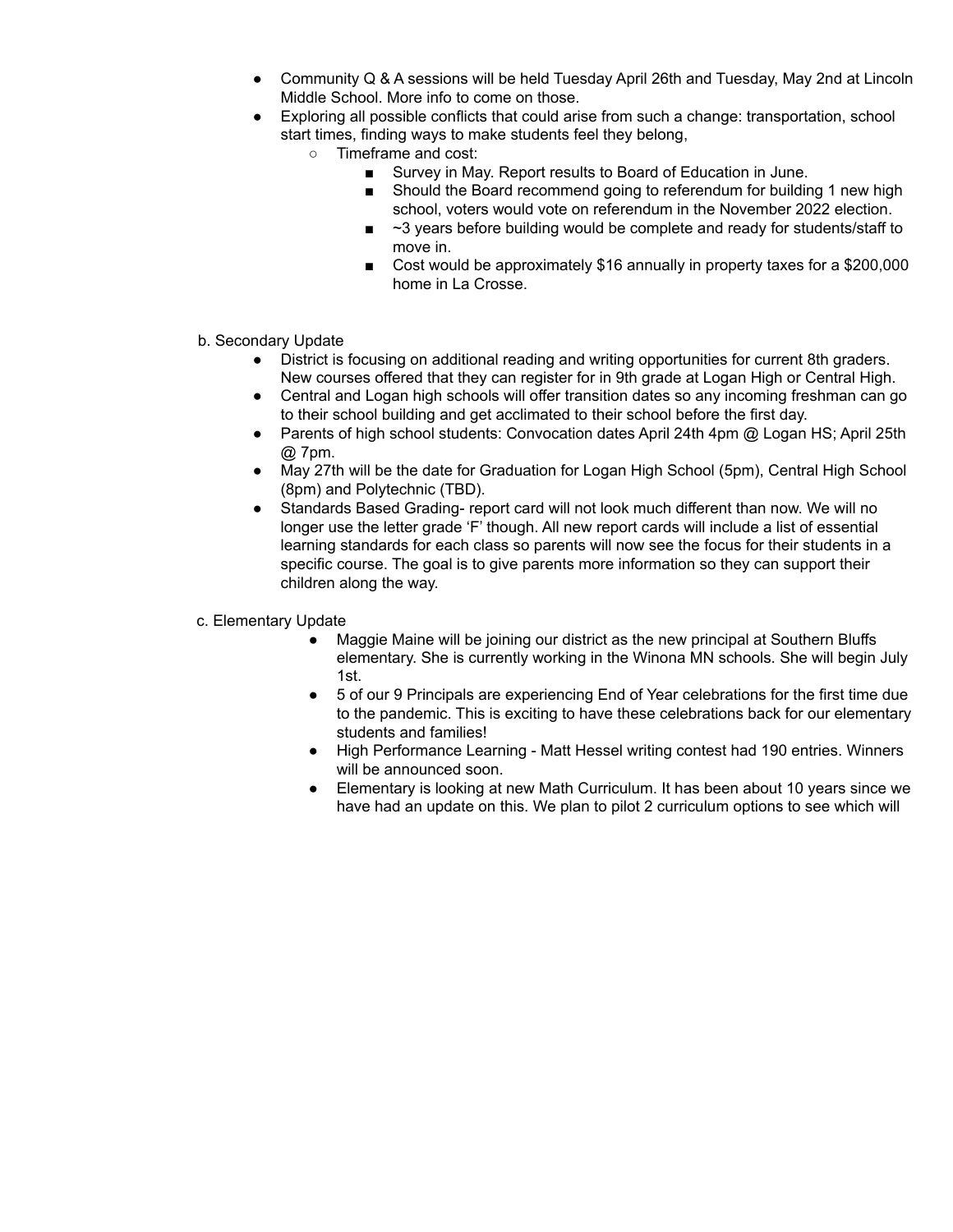- Community Q & A sessions will be held Tuesday April 26th and Tuesday, May 2nd at Lincoln Middle School. More info to come on those.
- Exploring all possible conflicts that could arise from such a change: transportation, school start times, finding ways to make students feel they belong,
  - Timeframe and cost:
    - Survey in May. Report results to Board of Education in June.
    - Should the Board recommend going to referendum for building 1 new high school, voters would vote on referendum in the November 2022 election.
    - ~3 years before building would be complete and ready for students/staff to move in.
    - Cost would be approximately $16 annually in property taxes for a $200,000 home in La Crosse.

b. Secondary Update

- District is focusing on additional reading and writing opportunities for current 8th graders. New courses offered that they can register for in 9th grade at Logan High or Central High.
- Central and Logan high schools will offer transition dates so any incoming freshman can go to their school building and get acclimated to their school before the first day.
- Parents of high school students: Convocation dates April 24th 4pm @ Logan HS; April 25th @ 7pm.
- May 27th will be the date for Graduation for Logan High School (5pm), Central High School (8pm) and Polytechnic (TBD).
- Standards Based Grading- report card will not look much different than now. We will no longer use the letter grade 'F' though. All new report cards will include a list of essential learning standards for each class so parents will now see the focus for their students in a specific course. The goal is to give parents more information so they can support their children along the way.

c. Elementary Update

- Maggie Maine will be joining our district as the new principal at Southern Bluffs elementary. She is currently working in the Winona MN schools. She will begin July 1st.
- 5 of our 9 Principals are experiencing End of Year celebrations for the first time due to the pandemic. This is exciting to have these celebrations back for our elementary students and families!
- High Performance Learning - Matt Hessel writing contest had 190 entries. Winners will be announced soon.
- Elementary is looking at new Math Curriculum. It has been about 10 years since we have had an update on this. We plan to pilot 2 curriculum options to see which will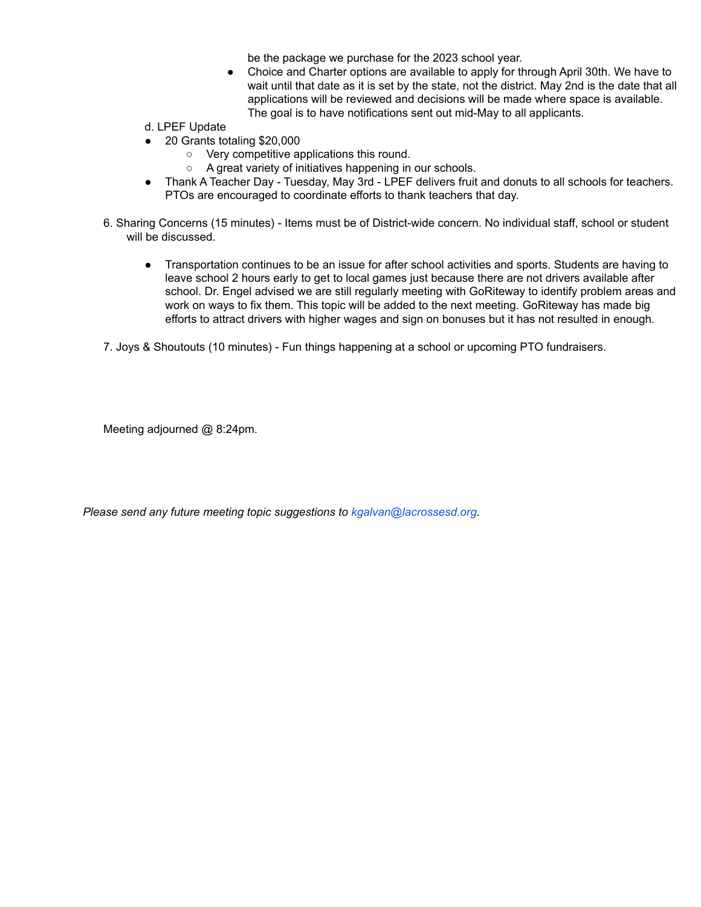be the package we purchase for the 2023 school year.
    - Choice and Charter options are available to apply for through April 30th. We have to wait until that date as it is set by the state, not the district. May 2nd is the date that all applications will be reviewed and decisions will be made where space is available. The goal is to have notifications sent out mid-May to all applicants.

d. LPEF Update

- 20 Grants totaling $20,000
    - Very competitive applications this round.
    - A great variety of initiatives happening in our schools.
- Thank A Teacher Day - Tuesday, May 3rd - LPEF delivers fruit and donuts to all schools for teachers. PTOs are encouraged to coordinate efforts to thank teachers that day.

6. Sharing Concerns (15 minutes) - Items must be of District-wide concern. No individual staff, school or student will be discussed.

    - Transportation continues to be an issue for after school activities and sports. Students are having to leave school 2 hours early to get to local games just because there are not drivers available after school. Dr. Engel advised we are still regularly meeting with GoRiteway to identify problem areas and work on ways to fix them. This topic will be added to the next meeting. GoRiteway has made big efforts to attract drivers with higher wages and sign on bonuses but it has not resulted in enough.

7. Joys & Shoutouts (10 minutes) - Fun things happening at a school or upcoming PTO fundraisers.

Meeting adjourned @ 8:24pm.

*Please send any future meeting topic suggestions to kgalvan@lacrossesd.org.*